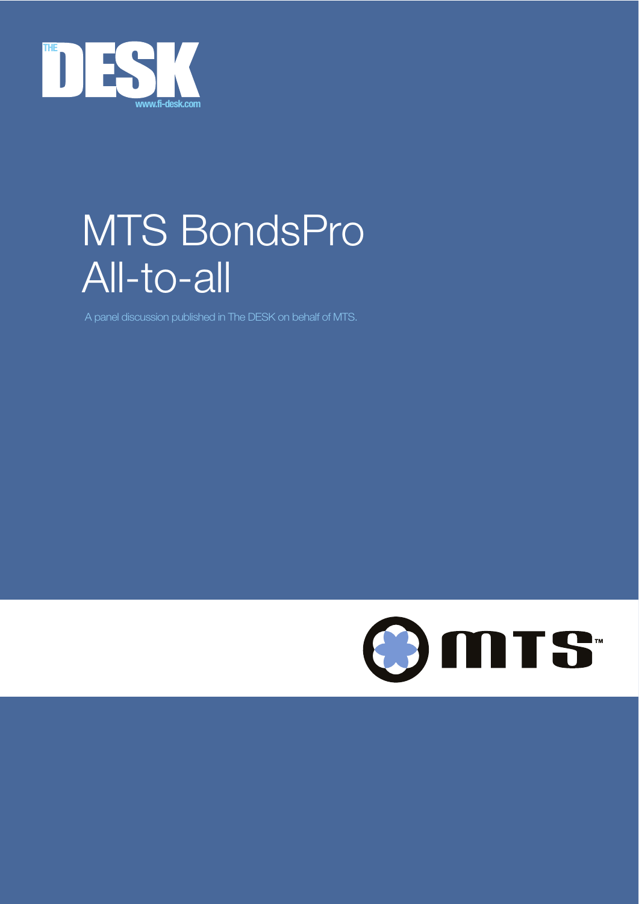THE DESK

www.fi-desk.com

# MTS BondsPro All-to-all

A panel discussion published in The DESK on behalf of MTS.

MTS™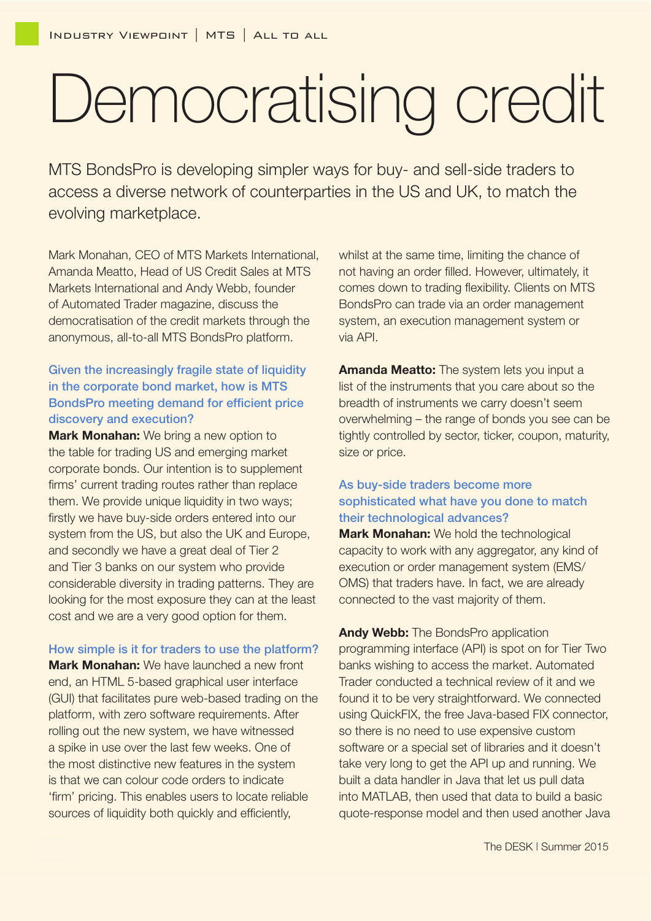# Democratising credit

MTS BondsPro is developing simpler ways for buy- and sell-side traders to access a diverse network of counterparties in the US and UK, to match the evolving marketplace.

Mark Monahan, CEO of MTS Markets International, Amanda Meatto, Head of US Credit Sales at MTS Markets International and Andy Webb, founder of Automated Trader magazine, discuss the democratisation of the credit markets through the anonymous, all-to-all MTS BondsPro platform.

### Given the increasingly fragile state of liquidity in the corporate bond market, how is MTS BondsPro meeting demand for efficient price discovery and execution?

**Mark Monahan:** We bring a new option to the table for trading US and emerging market corporate bonds. Our intention is to supplement firms' current trading routes rather than replace them. We provide unique liquidity in two ways; firstly we have buy-side orders entered into our system from the US, but also the UK and Europe, and secondly we have a great deal of Tier 2 and Tier 3 banks on our system who provide considerable diversity in trading patterns. They are looking for the most exposure they can at the least cost and we are a very good option for them.

### How simple is it for traders to use the platform?

**Mark Monahan:** We have launched a new front end, an HTML 5-based graphical user interface (GUI) that facilitates pure web-based trading on the platform, with zero software requirements. After rolling out the new system, we have witnessed a spike in use over the last few weeks. One of the most distinctive new features in the system is that we can colour code orders to indicate 'firm' pricing. This enables users to locate reliable sources of liquidity both quickly and efficiently, whilst at the same time, limiting the chance of not having an order filled. However, ultimately, it comes down to trading flexibility. Clients on MTS BondsPro can trade via an order management system, an execution management system or via API.

**Amanda Meatto:** The system lets you input a list of the instruments that you care about so the breadth of instruments we carry doesn't seem overwhelming – the range of bonds you see can be tightly controlled by sector, ticker, coupon, maturity, size or price.

### As buy-side traders become more sophisticated what have you done to match their technological advances?

**Mark Monahan:** We hold the technological capacity to work with any aggregator, any kind of execution or order management system (EMS/OMS) that traders have. In fact, we are already connected to the vast majority of them.

**Andy Webb:** The BondsPro application programming interface (API) is spot on for Tier Two banks wishing to access the market. Automated Trader conducted a technical review of it and we found it to be very straightforward. We connected using QuickFIX, the free Java-based FIX connector, so there is no need to use expensive custom software or a special set of libraries and it doesn't take very long to get the API up and running. We built a data handler in Java that let us pull data into MATLAB, then used that data to build a basic quote-response model and then used another Java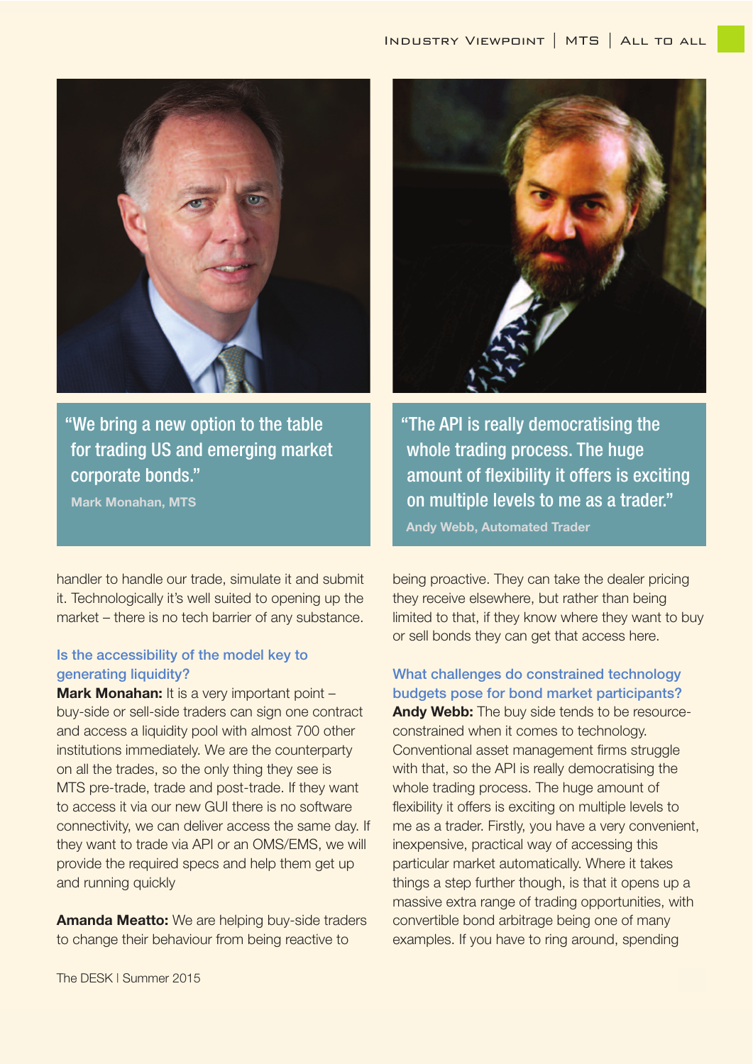> "We bring a new option to the table for trading US and emerging market corporate bonds."
>
> **Mark Monahan, MTS**

> "The API is really democratising the whole trading process. The huge amount of flexibility it offers is exciting on multiple levels to me as a trader."
>
> **Andy Webb, Automated Trader**

handler to handle our trade, simulate it and submit it. Technologically it's well suited to opening up the market – there is no tech barrier of any substance.

### Is the accessibility of the model key to generating liquidity?

**Mark Monahan:** It is a very important point – buy-side or sell-side traders can sign one contract and access a liquidity pool with almost 700 other institutions immediately. We are the counterparty on all the trades, so the only thing they see is MTS pre-trade, trade and post-trade. If they want to access it via our new GUI there is no software connectivity, we can deliver access the same day. If they want to trade via API or an OMS/EMS, we will provide the required specs and help them get up and running quickly

**Amanda Meatto:** We are helping buy-side traders to change their behaviour from being reactive to being proactive. They can take the dealer pricing they receive elsewhere, but rather than being limited to that, if they know where they want to buy or sell bonds they can get that access here.

### What challenges do constrained technology budgets pose for bond market participants?

**Andy Webb:** The buy side tends to be resource-constrained when it comes to technology. Conventional asset management firms struggle with that, so the API is really democratising the whole trading process. The huge amount of flexibility it offers is exciting on multiple levels to me as a trader. Firstly, you have a very convenient, inexpensive, practical way of accessing this particular market automatically. Where it takes things a step further though, is that it opens up a massive extra range of trading opportunities, with convertible bond arbitrage being one of many examples. If you have to ring around, spending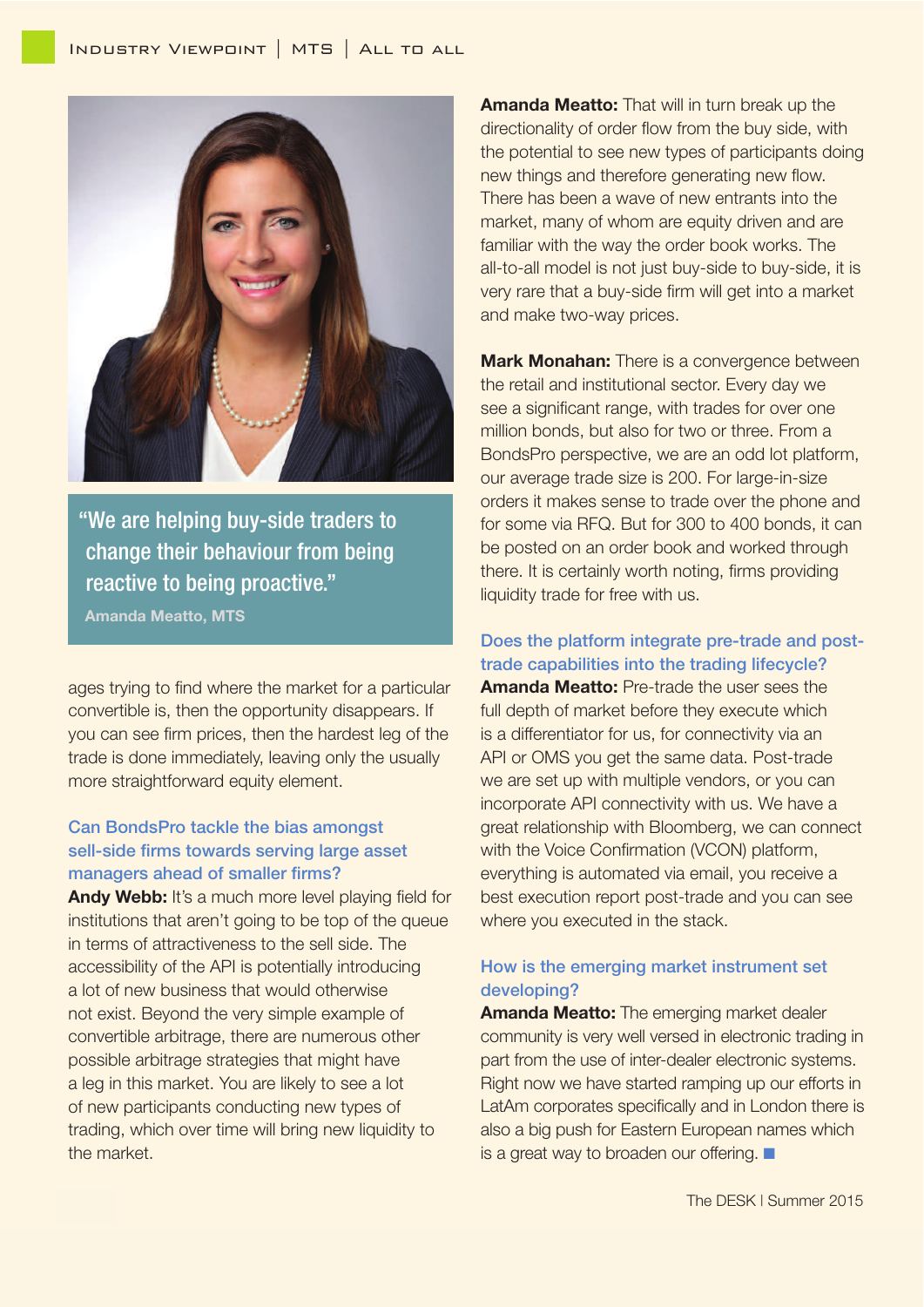> "We are helping buy-side traders to change their behaviour from being reactive to being proactive."
>
> **Amanda Meatto, MTS**

ages trying to find where the market for a particular convertible is, then the opportunity disappears. If you can see firm prices, then the hardest leg of the trade is done immediately, leaving only the usually more straightforward equity element.

### Can BondsPro tackle the bias amongst sell-side firms towards serving large asset managers ahead of smaller firms?

**Andy Webb:** It's a much more level playing field for institutions that aren't going to be top of the queue in terms of attractiveness to the sell side. The accessibility of the API is potentially introducing a lot of new business that would otherwise not exist. Beyond the very simple example of convertible arbitrage, there are numerous other possible arbitrage strategies that might have a leg in this market. You are likely to see a lot of new participants conducting new types of trading, which over time will bring new liquidity to the market.

**Amanda Meatto:** That will in turn break up the directionality of order flow from the buy side, with the potential to see new types of participants doing new things and therefore generating new flow. There has been a wave of new entrants into the market, many of whom are equity driven and are familiar with the way the order book works. The all-to-all model is not just buy-side to buy-side, it is very rare that a buy-side firm will get into a market and make two-way prices.

**Mark Monahan:** There is a convergence between the retail and institutional sector. Every day we see a significant range, with trades for over one million bonds, but also for two or three. From a BondsPro perspective, we are an odd lot platform, our average trade size is 200. For large-in-size orders it makes sense to trade over the phone and for some via RFQ. But for 300 to 400 bonds, it can be posted on an order book and worked through there. It is certainly worth noting, firms providing liquidity trade for free with us.

### Does the platform integrate pre-trade and post-trade capabilities into the trading lifecycle?

**Amanda Meatto:** Pre-trade the user sees the full depth of market before they execute which is a differentiator for us, for connectivity via an API or OMS you get the same data. Post-trade we are set up with multiple vendors, or you can incorporate API connectivity with us. We have a great relationship with Bloomberg, we can connect with the Voice Confirmation (VCON) platform, everything is automated via email, you receive a best execution report post-trade and you can see where you executed in the stack.

### How is the emerging market instrument set developing?

**Amanda Meatto:** The emerging market dealer community is very well versed in electronic trading in part from the use of inter-dealer electronic systems. Right now we have started ramping up our efforts in LatAm corporates specifically and in London there is also a big push for Eastern European names which is a great way to broaden our offering. ■